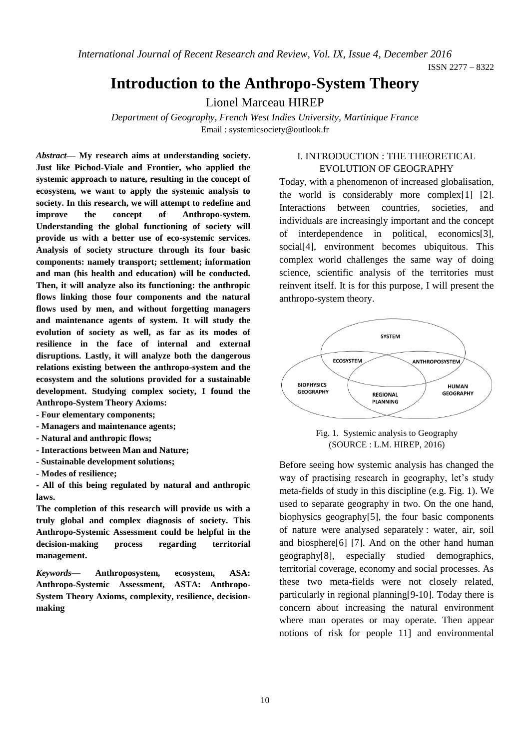# Introduction to the Anthropo-System Theory

Lionel Marceau HIREP

*Department of Geography, French West Indies University, Martinique France*
Email : systemicsociety@outlook.fr

***Abstract*— My research aims at understanding society. Just like Pichod-Viale and Frontier, who applied the systemic approach to nature, resulting in the concept of ecosystem, we want to apply the systemic analysis to society. In this research, we will attempt to redefine and improve the concept of Anthropo-system. Understanding the global functioning of society will provide us with a better use of eco-systemic services. Analysis of society structure through its four basic components: namely transport; settlement; information and man (his health and education) will be conducted. Then, it will analyze also its functioning: the anthropic flows linking those four components and the natural flows used by men, and without forgetting managers and maintenance agents of system. It will study the evolution of society as well, as far as its modes of resilience in the face of internal and external disruptions. Lastly, it will analyze both the dangerous relations existing between the anthropo-system and the ecosystem and the solutions provided for a sustainable development. Studying complex society, I found the Anthropo-System Theory Axioms:**

**- Four elementary components;**

**- Managers and maintenance agents;**

**- Natural and anthropic flows;**

**- Interactions between Man and Nature;**

**- Sustainable development solutions;**

**- Modes of resilience;**

**- All of this being regulated by natural and anthropic laws.**

**The completion of this research will provide us with a truly global and complex diagnosis of society. This Anthropo-Systemic Assessment could be helpful in the decision-making process regarding territorial management.**

***Keywords*— Anthroposystem, ecosystem, ASA: Anthropo-Systemic Assessment, ASTA: Anthropo-System Theory Axioms, complexity, resilience, decision-making**

## I. INTRODUCTION : THE THEORETICAL EVOLUTION OF GEOGRAPHY

Today, with a phenomenon of increased globalisation, the world is considerably more complex[1] [2]. Interactions between countries, societies, and individuals are increasingly important and the concept of interdependence in political, economics[3], social[4], environment becomes ubiquitous. This complex world challenges the same way of doing science, scientific analysis of the territories must reinvent itself. It is for this purpose, I will present the anthropo-system theory.

SYSTEM — ECOSYSTEM — ANTHROPOSYSTEM — BIOPHYSICS GEOGRAPHY — REGIONAL PLANNING — HUMAN GEOGRAPHY

Fig. 1. Systemic analysis to Geography (SOURCE : L.M. HIREP, 2016)

Before seeing how systemic analysis has changed the way of practising research in geography, let's study meta-fields of study in this discipline (e.g. Fig. 1). We used to separate geography in two. On the one hand, biophysics geography[5], the four basic components of nature were analysed separately : water, air, soil and biosphere[6] [7]. And on the other hand human geography[8], especially studied demographics, territorial coverage, economy and social processes. As these two meta-fields were not closely related, particularly in regional planning[9-10]. Today there is concern about increasing the natural environment where man operates or may operate. Then appear notions of risk for people 11] and environmental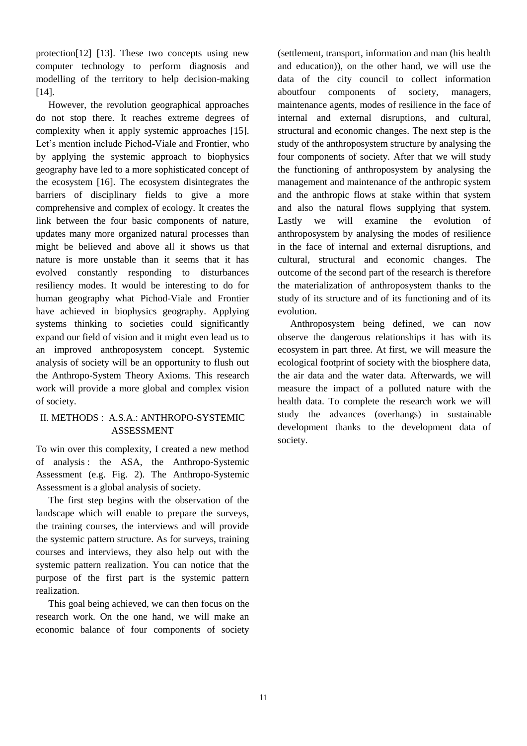protection[12] [13]. These two concepts using new computer technology to perform diagnosis and modelling of the territory to help decision-making [14].

However, the revolution geographical approaches do not stop there. It reaches extreme degrees of complexity when it apply systemic approaches [15]. Let's mention include Pichod-Viale and Frontier, who by applying the systemic approach to biophysics geography have led to a more sophisticated concept of the ecosystem [16]. The ecosystem disintegrates the barriers of disciplinary fields to give a more comprehensive and complex of ecology. It creates the link between the four basic components of nature, updates many more organized natural processes than might be believed and above all it shows us that nature is more unstable than it seems that it has evolved constantly responding to disturbances resiliency modes. It would be interesting to do for human geography what Pichod-Viale and Frontier have achieved in biophysics geography. Applying systems thinking to societies could significantly expand our field of vision and it might even lead us to an improved anthroposystem concept. Systemic analysis of society will be an opportunity to flush out the Anthropo-System Theory Axioms. This research work will provide a more global and complex vision of society.

## II. METHODS : A.S.A.: ANTHROPO-SYSTEMIC ASSESSMENT

To win over this complexity, I created a new method of analysis : the ASA, the Anthropo-Systemic Assessment (e.g. Fig. 2). The Anthropo-Systemic Assessment is a global analysis of society.

The first step begins with the observation of the landscape which will enable to prepare the surveys, the training courses, the interviews and will provide the systemic pattern structure. As for surveys, training courses and interviews, they also help out with the systemic pattern realization. You can notice that the purpose of the first part is the systemic pattern realization.

This goal being achieved, we can then focus on the research work. On the one hand, we will make an economic balance of four components of society (settlement, transport, information and man (his health and education)), on the other hand, we will use the data of the city council to collect information aboutfour components of society, managers, maintenance agents, modes of resilience in the face of internal and external disruptions, and cultural, structural and economic changes. The next step is the study of the anthroposystem structure by analysing the four components of society. After that we will study the functioning of anthroposystem by analysing the management and maintenance of the anthropic system and the anthropic flows at stake within that system and also the natural flows supplying that system. Lastly we will examine the evolution of anthroposystem by analysing the modes of resilience in the face of internal and external disruptions, and cultural, structural and economic changes. The outcome of the second part of the research is therefore the materialization of anthroposystem thanks to the study of its structure and of its functioning and of its evolution.

Anthroposystem being defined, we can now observe the dangerous relationships it has with its ecosystem in part three. At first, we will measure the ecological footprint of society with the biosphere data, the air data and the water data. Afterwards, we will measure the impact of a polluted nature with the health data. To complete the research work we will study the advances (overhangs) in sustainable development thanks to the development data of society.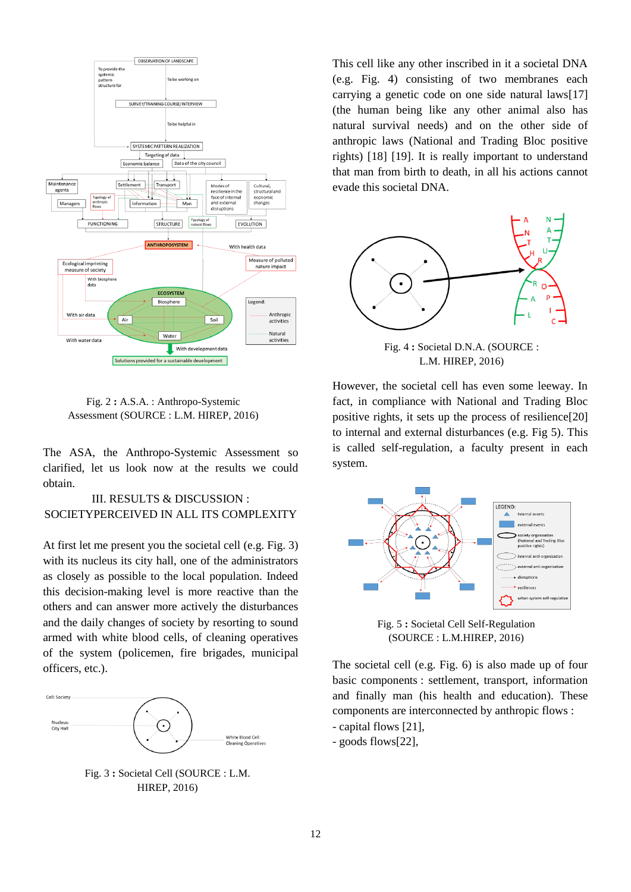Fig. 2 **:** A.S.A. : Anthropo-Systemic Assessment (SOURCE : L.M. HIREP, 2016)

The ASA, the Anthropo-Systemic Assessment so clarified, let us look now at the results we could obtain.

## III. RESULTS & DISCUSSION : SOCIETYPERCEIVED IN ALL ITS COMPLEXITY

At first let me present you the societal cell (e.g. Fig. 3) with its nucleus its city hall, one of the administrators as closely as possible to the local population. Indeed this decision-making level is more reactive than the others and can answer more actively the disturbances and the daily changes of society by resorting to sound armed with white blood cells, of cleaning operatives of the system (policemen, fire brigades, municipal officers, etc.).

Fig. 3 **:** Societal Cell (SOURCE : L.M. HIREP, 2016)

This cell like any other inscribed in it a societal DNA (e.g. Fig. 4) consisting of two membranes each carrying a genetic code on one side natural laws[17] (the human being like any other animal also has natural survival needs) and on the other side of anthropic laws (National and Trading Bloc positive rights) [18] [19]. It is really important to understand that man from birth to death, in all his actions cannot evade this societal DNA.

Fig. 4 **:** Societal D.N.A. (SOURCE : L.M. HIREP, 2016)

However, the societal cell has even some leeway. In fact, in compliance with National and Trading Bloc positive rights, it sets up the process of resilience[20] to internal and external disturbances (e.g. Fig 5). This is called self-regulation, a faculty present in each system.

Fig. 5 **:** Societal Cell Self-Regulation (SOURCE : L.M.HIREP, 2016)

The societal cell (e.g. Fig. 6) is also made up of four basic components : settlement, transport, information and finally man (his health and education). These components are interconnected by anthropic flows :

- capital flows [21],
- goods flows[22],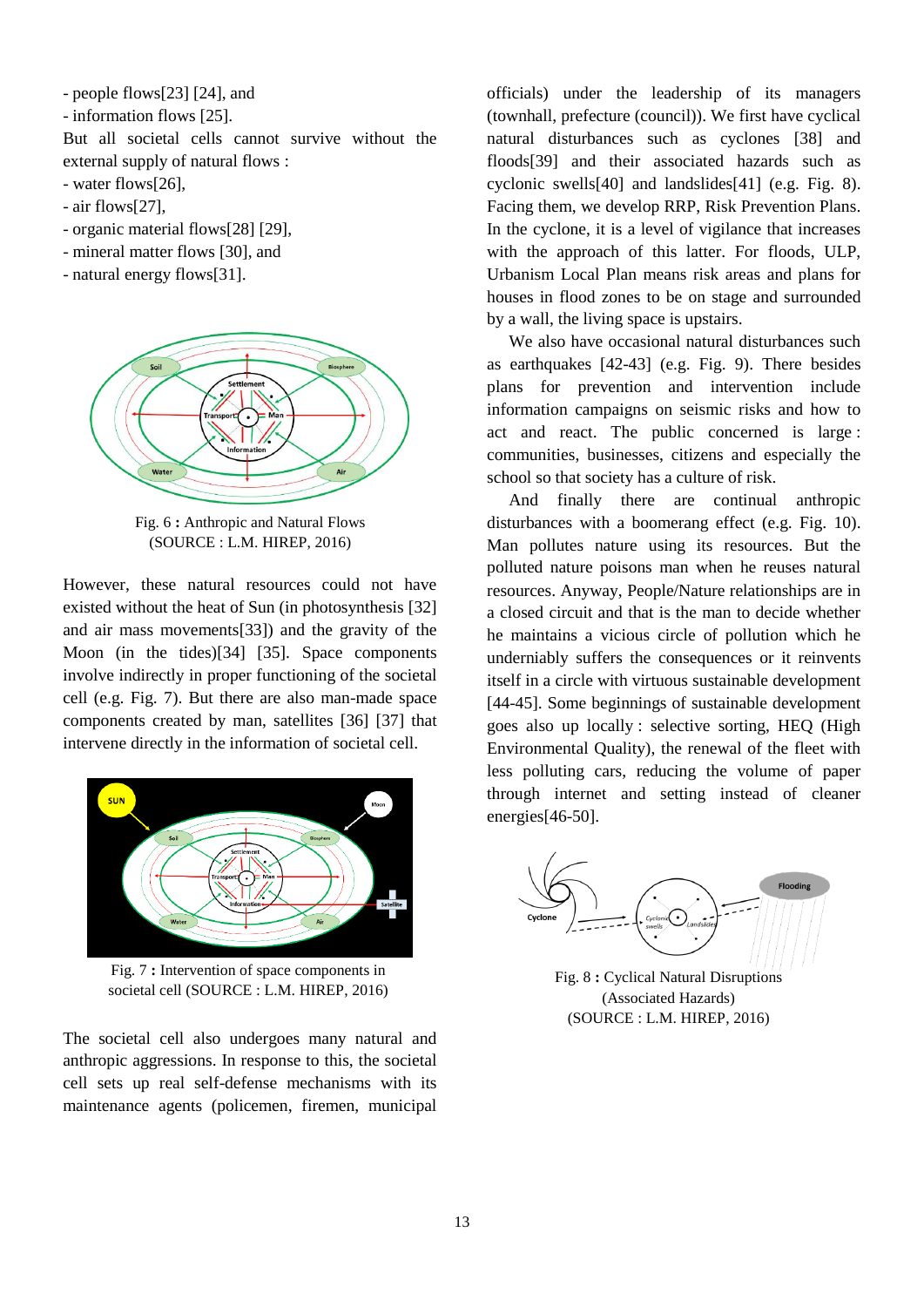- people flows[23] [24], and
- information flows [25].

But all societal cells cannot survive without the external supply of natural flows :

- water flows[26],
- air flows[27],
- organic material flows[28] [29],
- mineral matter flows [30], and
- natural energy flows[31].

Fig. 6 **:** Anthropic and Natural Flows (SOURCE : L.M. HIREP, 2016)

However, these natural resources could not have existed without the heat of Sun (in photosynthesis [32] and air mass movements[33]) and the gravity of the Moon (in the tides)[34] [35]. Space components involve indirectly in proper functioning of the societal cell (e.g. Fig. 7). But there are also man-made space components created by man, satellites [36] [37] that intervene directly in the information of societal cell.

Fig. 7 **:** Intervention of space components in societal cell (SOURCE : L.M. HIREP, 2016)

The societal cell also undergoes many natural and anthropic aggressions. In response to this, the societal cell sets up real self-defense mechanisms with its maintenance agents (policemen, firemen, municipal officials) under the leadership of its managers (townhall, prefecture (council)). We first have cyclical natural disturbances such as cyclones [38] and floods[39] and their associated hazards such as cyclonic swells[40] and landslides[41] (e.g. Fig. 8). Facing them, we develop RRP, Risk Prevention Plans. In the cyclone, it is a level of vigilance that increases with the approach of this latter. For floods, ULP, Urbanism Local Plan means risk areas and plans for houses in flood zones to be on stage and surrounded by a wall, the living space is upstairs.

We also have occasional natural disturbances such as earthquakes [42-43] (e.g. Fig. 9). There besides plans for prevention and intervention include information campaigns on seismic risks and how to act and react. The public concerned is large : communities, businesses, citizens and especially the school so that society has a culture of risk.

And finally there are continual anthropic disturbances with a boomerang effect (e.g. Fig. 10). Man pollutes nature using its resources. But the polluted nature poisons man when he reuses natural resources. Anyway, People/Nature relationships are in a closed circuit and that is the man to decide whether he maintains a vicious circle of pollution which he underniably suffers the consequences or it reinvents itself in a circle with virtuous sustainable development [44-45]. Some beginnings of sustainable development goes also up locally : selective sorting, HEQ (High Environmental Quality), the renewal of the fleet with less polluting cars, reducing the volume of paper through internet and setting instead of cleaner energies[46-50].

Fig. 8 **:** Cyclical Natural Disruptions (Associated Hazards) (SOURCE : L.M. HIREP, 2016)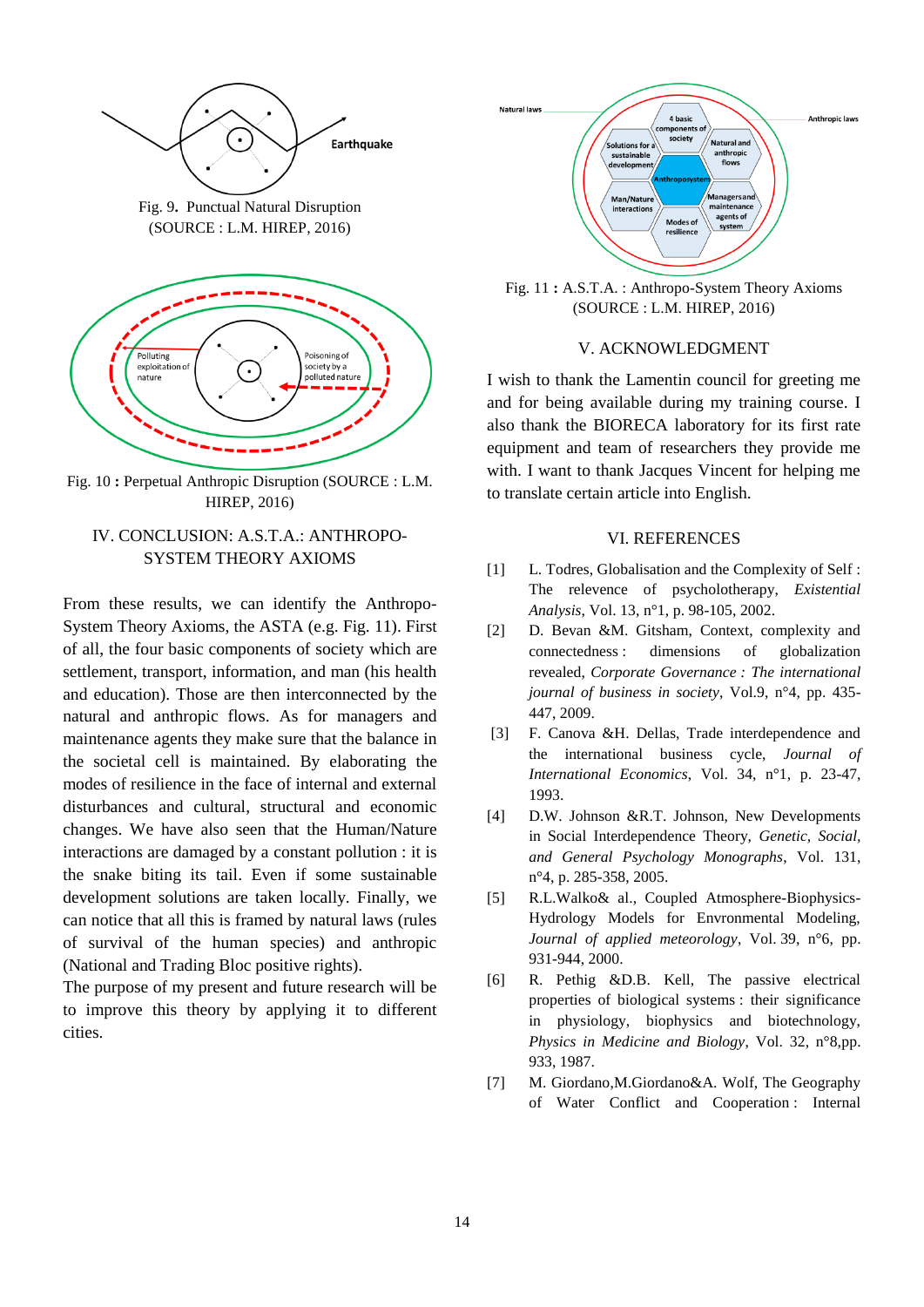Fig. 9. Punctual Natural Disruption
(SOURCE : L.M. HIREP, 2016)

Fig. 10 **:** Perpetual Anthropic Disruption (SOURCE : L.M. HIREP, 2016)

## IV. CONCLUSION: A.S.T.A.: ANTHROPO-SYSTEM THEORY AXIOMS

From these results, we can identify the Anthropo-System Theory Axioms, the ASTA (e.g. Fig. 11). First of all, the four basic components of society which are settlement, transport, information, and man (his health and education). Those are then interconnected by the natural and anthropic flows. As for managers and maintenance agents they make sure that the balance in the societal cell is maintained. By elaborating the modes of resilience in the face of internal and external disturbances and cultural, structural and economic changes. We have also seen that the Human/Nature interactions are damaged by a constant pollution : it is the snake biting its tail. Even if some sustainable development solutions are taken locally. Finally, we can notice that all this is framed by natural laws (rules of survival of the human species) and anthropic (National and Trading Bloc positive rights).
The purpose of my present and future research will be to improve this theory by applying it to different cities.

Fig. 11 **:** A.S.T.A. : Anthropo-System Theory Axioms
(SOURCE : L.M. HIREP, 2016)

## V. ACKNOWLEDGMENT

I wish to thank the Lamentin council for greeting me and for being available during my training course. I also thank the BIORECA laboratory for its first rate equipment and team of researchers they provide me with. I want to thank Jacques Vincent for helping me to translate certain article into English.

## VI. REFERENCES

[1] L. Todres, Globalisation and the Complexity of Self : The relevence of psycholotherapy, *Existential Analysis*, Vol. 13, n°1, p. 98-105, 2002.

[2] D. Bevan &M. Gitsham, Context, complexity and connectedness : dimensions of globalization revealed, *Corporate Governance : The international journal of business in society*, Vol.9, n°4, pp. 435-447, 2009.

[3] F. Canova &H. Dellas, Trade interdependence and the international business cycle, *Journal of International Economics*, Vol. 34, n°1, p. 23-47, 1993.

[4] D.W. Johnson &R.T. Johnson, New Developments in Social Interdependence Theory, *Genetic, Social, and General Psychology Monographs*, Vol. 131, n°4, p. 285-358, 2005.

[5] R.L.Walko& al., Coupled Atmosphere-Biophysics-Hydrology Models for Envronmental Modeling, *Journal of applied meteorology*, Vol. 39, n°6, pp. 931-944, 2000.

[6] R. Pethig &D.B. Kell, The passive electrical properties of biological systems : their significance in physiology, biophysics and biotechnology, *Physics in Medicine and Biology*, Vol. 32, n°8,pp. 933, 1987.

[7] M. Giordano,M.Giordano&A. Wolf, The Geography of Water Conflict and Cooperation : Internal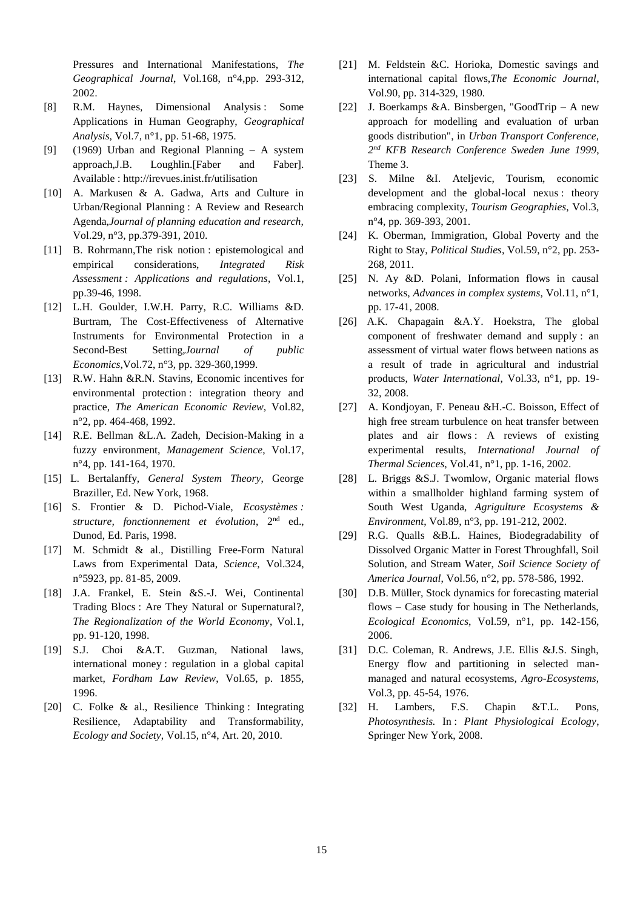Pressures and International Manifestations, *The Geographical Journal*, Vol.168, n°4,pp. 293-312, 2002.

[8] R.M. Haynes, Dimensional Analysis : Some Applications in Human Geography, *Geographical Analysis*, Vol.7, n°1, pp. 51-68, 1975.

[9] (1969) Urban and Regional Planning – A system approach,J.B. Loughlin.[Faber and Faber]. Available : http://irevues.inist.fr/utilisation

[10] A. Markusen & A. Gadwa, Arts and Culture in Urban/Regional Planning : A Review and Research Agenda,*Journal of planning education and research*, Vol.29, n°3, pp.379-391, 2010.

[11] B. Rohrmann,The risk notion : epistemological and empirical considerations, *Integrated Risk Assessment : Applications and regulations*, Vol.1, pp.39-46, 1998.

[12] L.H. Goulder, I.W.H. Parry, R.C. Williams &D. Burtram, The Cost-Effectiveness of Alternative Instruments for Environmental Protection in a Second-Best Setting,*Journal of public Economics*,Vol.72, n°3, pp. 329-360,1999.

[13] R.W. Hahn &R.N. Stavins, Economic incentives for environmental protection : integration theory and practice, *The American Economic Review*, Vol.82, n°2, pp. 464-468, 1992.

[14] R.E. Bellman &L.A. Zadeh, Decision-Making in a fuzzy environment, *Management Science*, Vol.17, n°4, pp. 141-164, 1970.

[15] L. Bertalanffy, *General System Theory*, George Braziller, Ed. New York, 1968.

[16] S. Frontier & D. Pichod-Viale, *Ecosystèmes : structure, fonctionnement et évolution*, 2nd ed., Dunod, Ed. Paris, 1998.

[17] M. Schmidt & al., Distilling Free-Form Natural Laws from Experimental Data, *Science*, Vol.324, n°5923, pp. 81-85, 2009.

[18] J.A. Frankel, E. Stein &S.-J. Wei, Continental Trading Blocs : Are They Natural or Supernatural?, *The Regionalization of the World Economy*, Vol.1, pp. 91-120, 1998.

[19] S.J. Choi &A.T. Guzman, National laws, international money : regulation in a global capital market, *Fordham Law Review*, Vol.65, p. 1855, 1996.

[20] C. Folke & al., Resilience Thinking : Integrating Resilience, Adaptability and Transformability, *Ecology and Society*, Vol.15, n°4, Art. 20, 2010.

[21] M. Feldstein &C. Horioka, Domestic savings and international capital flows,*The Economic Journal*, Vol.90, pp. 314-329, 1980.

[22] J. Boerkamps &A. Binsbergen, "GoodTrip – A new approach for modelling and evaluation of urban goods distribution", in *Urban Transport Conference, 2nd KFB Research Conference Sweden June 1999*, Theme 3.

[23] S. Milne &I. Ateljevic, Tourism, economic development and the global-local nexus : theory embracing complexity, *Tourism Geographies*, Vol.3, n°4, pp. 369-393, 2001.

[24] K. Oberman, Immigration, Global Poverty and the Right to Stay, *Political Studies*, Vol.59, n°2, pp. 253-268, 2011.

[25] N. Ay &D. Polani, Information flows in causal networks, *Advances in complex systems*, Vol.11, n°1, pp. 17-41, 2008.

[26] A.K. Chapagain &A.Y. Hoekstra, The global component of freshwater demand and supply : an assessment of virtual water flows between nations as a result of trade in agricultural and industrial products, *Water International*, Vol.33, n°1, pp. 19-32, 2008.

[27] A. Kondjoyan, F. Peneau &H.-C. Boisson, Effect of high free stream turbulence on heat transfer between plates and air flows : A reviews of existing experimental results, *International Journal of Thermal Sciences*, Vol.41, n°1, pp. 1-16, 2002.

[28] L. Briggs &S.J. Twomlow, Organic material flows within a smallholder highland farming system of South West Uganda, *Agrigulture Ecosystems & Environment*, Vol.89, n°3, pp. 191-212, 2002.

[29] R.G. Qualls &B.L. Haines, Biodegradability of Dissolved Organic Matter in Forest Throughfall, Soil Solution, and Stream Water, *Soil Science Society of America Journal*, Vol.56, n°2, pp. 578-586, 1992.

[30] D.B. Müller, Stock dynamics for forecasting material flows – Case study for housing in The Netherlands, *Ecological Economics*, Vol.59, n°1, pp. 142-156, 2006.

[31] D.C. Coleman, R. Andrews, J.E. Ellis &J.S. Singh, Energy flow and partitioning in selected man-managed and natural ecosystems, *Agro-Ecosystems*, Vol.3, pp. 45-54, 1976.

[32] H. Lambers, F.S. Chapin &T.L. Pons, *Photosynthesis.* In : *Plant Physiological Ecology*, Springer New York, 2008.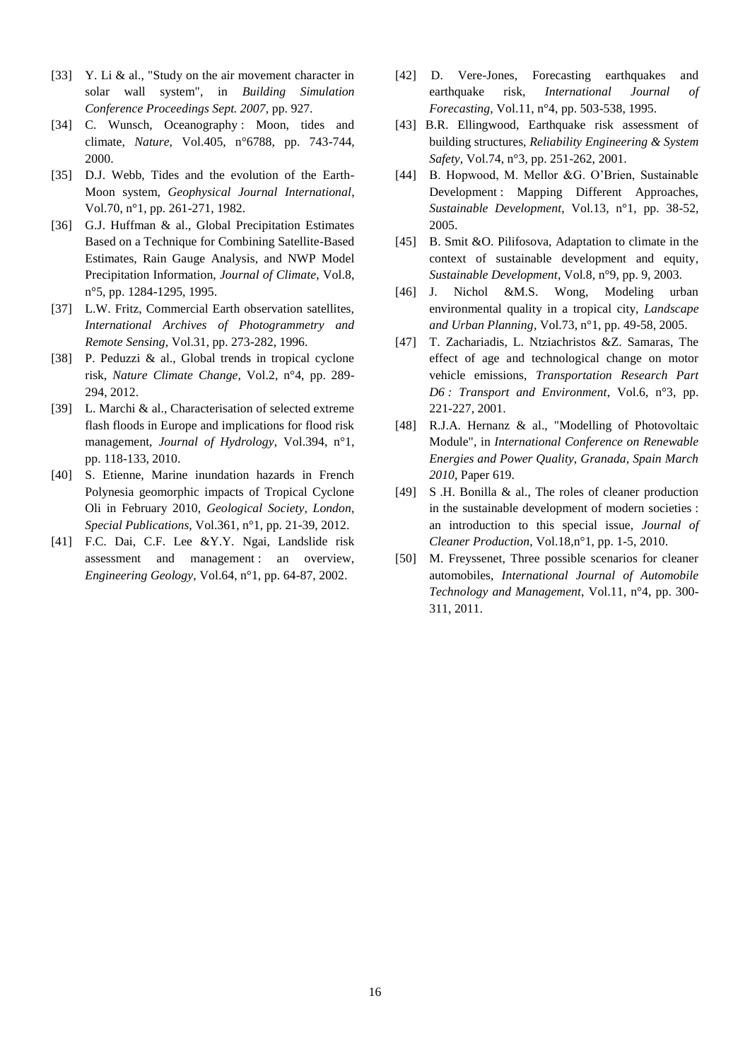[33] Y. Li & al., "Study on the air movement character in solar wall system", in *Building Simulation Conference Proceedings Sept. 2007*, pp. 927.

[34] C. Wunsch, Oceanography : Moon, tides and climate, *Nature*, Vol.405, n°6788, pp. 743-744, 2000.

[35] D.J. Webb, Tides and the evolution of the Earth-Moon system, *Geophysical Journal International*, Vol.70, n°1, pp. 261-271, 1982.

[36] G.J. Huffman & al., Global Precipitation Estimates Based on a Technique for Combining Satellite-Based Estimates, Rain Gauge Analysis, and NWP Model Precipitation Information, *Journal of Climate*, Vol.8, n°5, pp. 1284-1295, 1995.

[37] L.W. Fritz, Commercial Earth observation satellites, *International Archives of Photogrammetry and Remote Sensing*, Vol.31, pp. 273-282, 1996.

[38] P. Peduzzi & al., Global trends in tropical cyclone risk, *Nature Climate Change,* Vol.2, n°4, pp. 289-294, 2012.

[39] L. Marchi & al., Characterisation of selected extreme flash floods in Europe and implications for flood risk management, *Journal of Hydrology*, Vol.394, n°1, pp. 118-133, 2010.

[40] S. Etienne, Marine inundation hazards in French Polynesia geomorphic impacts of Tropical Cyclone Oli in February 2010, *Geological Society, London, Special Publications*, Vol.361, n°1, pp. 21-39, 2012.

[41] F.C. Dai, C.F. Lee &Y.Y. Ngai, Landslide risk assessment and management : an overview, *Engineering Geology*, Vol.64, n°1, pp. 64-87, 2002.

[42] D. Vere-Jones, Forecasting earthquakes and earthquake risk, *International Journal of Forecasting*, Vol.11, n°4, pp. 503-538, 1995.

[43] B.R. Ellingwood, Earthquake risk assessment of building structures, *Reliability Engineering & System Safety*, Vol.74, n°3, pp. 251-262, 2001.

[44] B. Hopwood, M. Mellor &G. O'Brien, Sustainable Development : Mapping Different Approaches, *Sustainable Development*, Vol.13, n°1, pp. 38-52, 2005.

[45] B. Smit &O. Pilifosova, Adaptation to climate in the context of sustainable development and equity, *Sustainable Development*, Vol.8, n°9, pp. 9, 2003.

[46] J. Nichol &M.S. Wong, Modeling urban environmental quality in a tropical city, *Landscape and Urban Planning*, Vol.73, n°1, pp. 49-58, 2005.

[47] T. Zachariadis, L. Ntziachristos &Z. Samaras, The effect of age and technological change on motor vehicle emissions, *Transportation Research Part D6 : Transport and Environment*, Vol.6, n°3, pp. 221-227, 2001.

[48] R.J.A. Hernanz & al., "Modelling of Photovoltaic Module", in *International Conference on Renewable Energies and Power Quality, Granada, Spain March 2010*, Paper 619.

[49] S .H. Bonilla & al., The roles of cleaner production in the sustainable development of modern societies : an introduction to this special issue, *Journal of Cleaner Production*, Vol.18,n°1, pp. 1-5, 2010.

[50] M. Freyssenet, Three possible scenarios for cleaner automobiles, *International Journal of Automobile Technology and Management*, Vol.11, n°4, pp. 300-311, 2011.